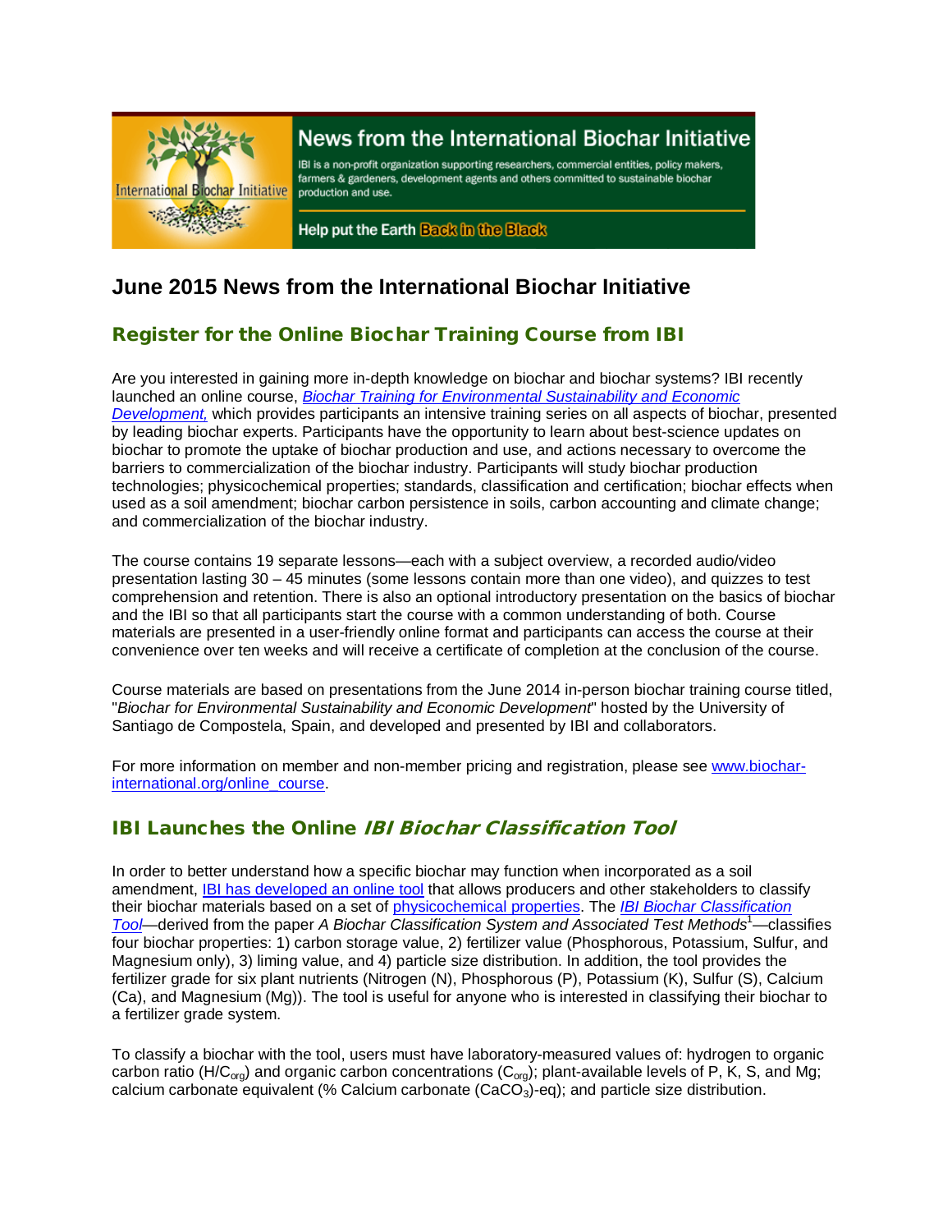# News from the International Biochar Initiative

IBI is a non-profit organization supporting researchers, commercial entities, policy makers, farmers & gardeners, development agents and others committed to sustainable biochar production and use.

Help put the Earth Back in the Black

# June 2015 News from the International Biochar Initiative

## Register for the Online Biochar Training Course from IBI

Are you interested in gaining more in-depth knowledge on biochar and biochar systems? IBI recently launched an online course, *Biochar Training for Environmental Sustainability and Economic Development,* which provides participants an intensive training series on all aspects of biochar, presented by leading biochar experts. Participants have the opportunity to learn about best-science updates on biochar to promote the uptake of biochar production and use, and actions necessary to overcome the barriers to commercialization of the biochar industry. Participants will study biochar production technologies; physicochemical properties; standards, classification and certification; biochar effects when used as a soil amendment; biochar carbon persistence in soils, carbon accounting and climate change; and commercialization of the biochar industry.

The course contains 19 separate lessons—each with a subject overview, a recorded audio/video presentation lasting 30 – 45 minutes (some lessons contain more than one video), and quizzes to test comprehension and retention. There is also an optional introductory presentation on the basics of biochar and the IBI so that all participants start the course with a common understanding of both. Course materials are presented in a user-friendly online format and participants can access the course at their convenience over ten weeks and will receive a certificate of completion at the conclusion of the course.

Course materials are based on presentations from the June 2014 in-person biochar training course titled, "*Biochar for Environmental Sustainability and Economic Development*" hosted by the University of Santiago de Compostela, Spain, and developed and presented by IBI and collaborators.

For more information on member and non-member pricing and registration, please see www.biochar-international.org/online_course.

## IBI Launches the Online *IBI Biochar Classification Tool*

In order to better understand how a specific biochar may function when incorporated as a soil amendment, IBI has developed an online tool that allows producers and other stakeholders to classify their biochar materials based on a set of physicochemical properties. The *IBI Biochar Classification Tool*—derived from the paper *A Biochar Classification System and Associated Test Methods*[1]—classifies four biochar properties: 1) carbon storage value, 2) fertilizer value (Phosphorous, Potassium, Sulfur, and Magnesium only), 3) liming value, and 4) particle size distribution. In addition, the tool provides the fertilizer grade for six plant nutrients (Nitrogen (N), Phosphorous (P), Potassium (K), Sulfur (S), Calcium (Ca), and Magnesium (Mg)). The tool is useful for anyone who is interested in classifying their biochar to a fertilizer grade system.

To classify a biochar with the tool, users must have laboratory-measured values of: hydrogen to organic carbon ratio ($H/C_{org}$) and organic carbon concentrations ($C_{org}$); plant-available levels of P, K, S, and Mg; calcium carbonate equivalent (% Calcium carbonate ($CaCO_3$)-eq); and particle size distribution.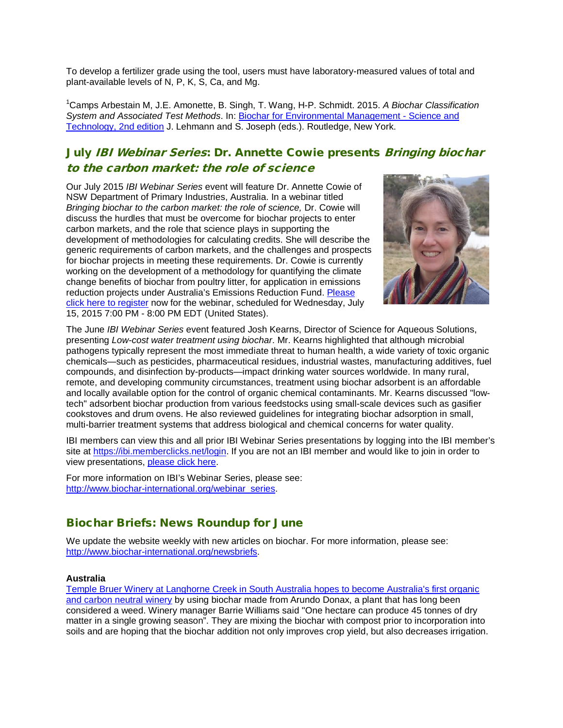To develop a fertilizer grade using the tool, users must have laboratory-measured values of total and plant-available levels of N, P, K, S, Ca, and Mg.

[1]Camps Arbestain M, J.E. Amonette, B. Singh, T. Wang, H-P. Schmidt. 2015. *A Biochar Classification System and Associated Test Methods*. In: Biochar for Environmental Management - Science and Technology, 2nd edition J. Lehmann and S. Joseph (eds.). Routledge, New York.

## July *IBI Webinar Series*: Dr. Annette Cowie presents *Bringing biochar to the carbon market: the role of science*

Our July 2015 *IBI Webinar Series* event will feature Dr. Annette Cowie of NSW Department of Primary Industries, Australia. In a webinar titled *Bringing biochar to the carbon market: the role of science,* Dr. Cowie will discuss the hurdles that must be overcome for biochar projects to enter carbon markets, and the role that science plays in supporting the development of methodologies for calculating credits. She will describe the generic requirements of carbon markets, and the challenges and prospects for biochar projects in meeting these requirements. Dr. Cowie is currently working on the development of a methodology for quantifying the climate change benefits of biochar from poultry litter, for application in emissions reduction projects under Australia's Emissions Reduction Fund. Please click here to register now for the webinar, scheduled for Wednesday, July 15, 2015 7:00 PM - 8:00 PM EDT (United States).

The June *IBI Webinar Series* event featured Josh Kearns, Director of Science for Aqueous Solutions, presenting *Low-cost water treatment using biochar*. Mr. Kearns highlighted that although microbial pathogens typically represent the most immediate threat to human health, a wide variety of toxic organic chemicals—such as pesticides, pharmaceutical residues, industrial wastes, manufacturing additives, fuel compounds, and disinfection by-products—impact drinking water sources worldwide. In many rural, remote, and developing community circumstances, treatment using biochar adsorbent is an affordable and locally available option for the control of organic chemical contaminants. Mr. Kearns discussed "low-tech" adsorbent biochar production from various feedstocks using small-scale devices such as gasifier cookstoves and drum ovens. He also reviewed guidelines for integrating biochar adsorption in small, multi-barrier treatment systems that address biological and chemical concerns for water quality.

IBI members can view this and all prior IBI Webinar Series presentations by logging into the IBI member's site at https://ibi.memberclicks.net/login. If you are not an IBI member and would like to join in order to view presentations, please click here.

For more information on IBI's Webinar Series, please see: http://www.biochar-international.org/webinar_series.

## Biochar Briefs: News Roundup for June

We update the website weekly with new articles on biochar. For more information, please see: http://www.biochar-international.org/newsbriefs.

**Australia**

Temple Bruer Winery at Langhorne Creek in South Australia hopes to become Australia's first organic and carbon neutral winery by using biochar made from Arundo Donax, a plant that has long been considered a weed. Winery manager Barrie Williams said "One hectare can produce 45 tonnes of dry matter in a single growing season". They are mixing the biochar with compost prior to incorporation into soils and are hoping that the biochar addition not only improves crop yield, but also decreases irrigation.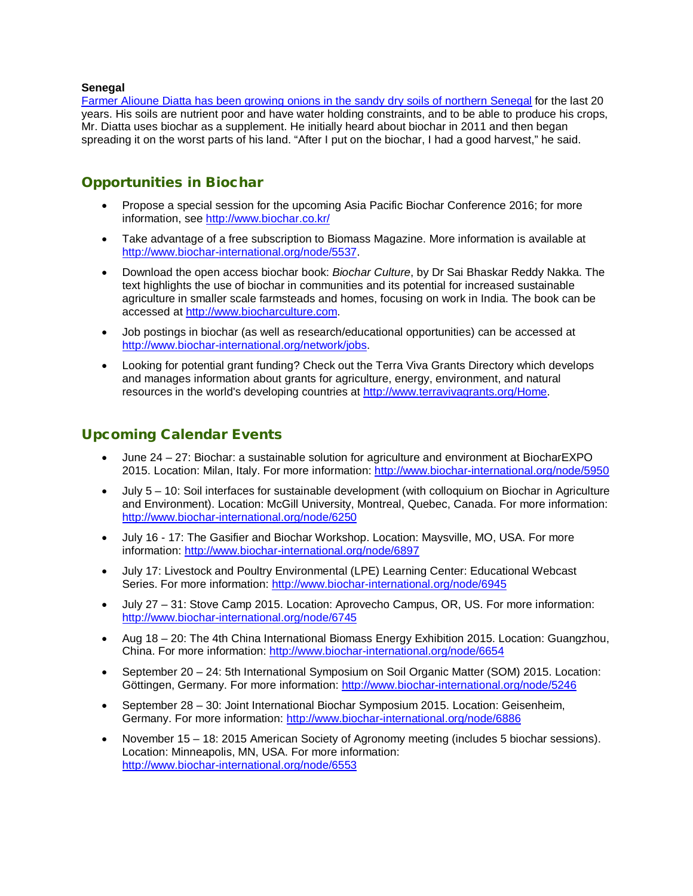**Senegal**

Farmer Alioune Diatta has been growing onions in the sandy dry soils of northern Senegal for the last 20 years. His soils are nutrient poor and have water holding constraints, and to be able to produce his crops, Mr. Diatta uses biochar as a supplement. He initially heard about biochar in 2011 and then began spreading it on the worst parts of his land. “After I put on the biochar, I had a good harvest,” he said.

## Opportunities in Biochar

- Propose a special session for the upcoming Asia Pacific Biochar Conference 2016; for more information, see http://www.biochar.co.kr/
- Take advantage of a free subscription to Biomass Magazine. More information is available at http://www.biochar-international.org/node/5537.
- Download the open access biochar book: *Biochar Culture*, by Dr Sai Bhaskar Reddy Nakka. The text highlights the use of biochar in communities and its potential for increased sustainable agriculture in smaller scale farmsteads and homes, focusing on work in India. The book can be accessed at http://www.biocharculture.com.
- Job postings in biochar (as well as research/educational opportunities) can be accessed at http://www.biochar-international.org/network/jobs.
- Looking for potential grant funding? Check out the Terra Viva Grants Directory which develops and manages information about grants for agriculture, energy, environment, and natural resources in the world's developing countries at http://www.terravivagrants.org/Home.

## Upcoming Calendar Events

- June 24 – 27: Biochar: a sustainable solution for agriculture and environment at BiocharEXPO 2015. Location: Milan, Italy. For more information: http://www.biochar-international.org/node/5950
- July 5 – 10: Soil interfaces for sustainable development (with colloquium on Biochar in Agriculture and Environment). Location: McGill University, Montreal, Quebec, Canada. For more information: http://www.biochar-international.org/node/6250
- July 16 - 17: The Gasifier and Biochar Workshop. Location: Maysville, MO, USA. For more information: http://www.biochar-international.org/node/6897
- July 17: Livestock and Poultry Environmental (LPE) Learning Center: Educational Webcast Series. For more information: http://www.biochar-international.org/node/6945
- July 27 – 31: Stove Camp 2015. Location: Aprovecho Campus, OR, US. For more information: http://www.biochar-international.org/node/6745
- Aug 18 – 20: The 4th China International Biomass Energy Exhibition 2015. Location: Guangzhou, China. For more information: http://www.biochar-international.org/node/6654
- September 20 – 24: 5th International Symposium on Soil Organic Matter (SOM) 2015. Location: Göttingen, Germany. For more information: http://www.biochar-international.org/node/5246
- September 28 – 30: Joint International Biochar Symposium 2015. Location: Geisenheim, Germany. For more information: http://www.biochar-international.org/node/6886
- November 15 – 18: 2015 American Society of Agronomy meeting (includes 5 biochar sessions). Location: Minneapolis, MN, USA. For more information: http://www.biochar-international.org/node/6553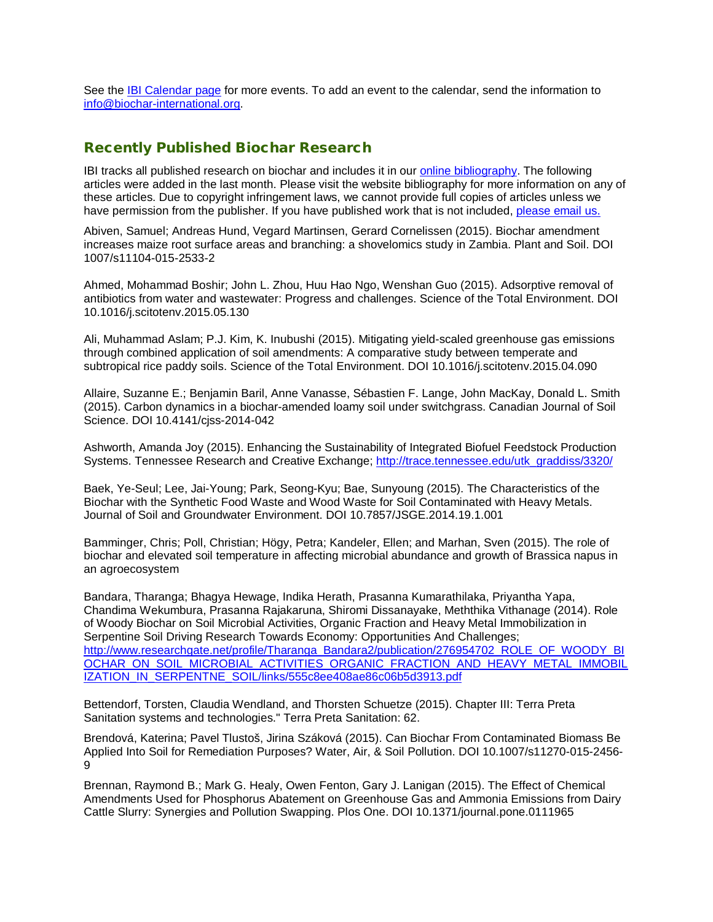See the [IBI Calendar page](#) for more events. To add an event to the calendar, send the information to [info@biochar-international.org](mailto:info@biochar-international.org).

## Recently Published Biochar Research

IBI tracks all published research on biochar and includes it in our [online bibliography](#). The following articles were added in the last month. Please visit the website bibliography for more information on any of these articles. Due to copyright infringement laws, we cannot provide full copies of articles unless we have permission from the publisher. If you have published work that is not included, [please email us.](#)

Abiven, Samuel; Andreas Hund, Vegard Martinsen, Gerard Cornelissen (2015). Biochar amendment increases maize root surface areas and branching: a shovelomics study in Zambia. Plant and Soil. DOI 1007/s11104-015-2533-2

Ahmed, Mohammad Boshir; John L. Zhou, Huu Hao Ngo, Wenshan Guo (2015). Adsorptive removal of antibiotics from water and wastewater: Progress and challenges. Science of the Total Environment. DOI 10.1016/j.scitotenv.2015.05.130

Ali, Muhammad Aslam; P.J. Kim, K. Inubushi (2015). Mitigating yield-scaled greenhouse gas emissions through combined application of soil amendments: A comparative study between temperate and subtropical rice paddy soils. Science of the Total Environment. DOI 10.1016/j.scitotenv.2015.04.090

Allaire, Suzanne E.; Benjamin Baril, Anne Vanasse, Sébastien F. Lange, John MacKay, Donald L. Smith (2015). Carbon dynamics in a biochar-amended loamy soil under switchgrass. Canadian Journal of Soil Science. DOI 10.4141/cjss-2014-042

Ashworth, Amanda Joy (2015). Enhancing the Sustainability of Integrated Biofuel Feedstock Production Systems. Tennessee Research and Creative Exchange; [http://trace.tennessee.edu/utk_graddiss/3320/](http://trace.tennessee.edu/utk_graddiss/3320/)

Baek, Ye-Seul; Lee, Jai-Young; Park, Seong-Kyu; Bae, Sunyoung (2015). The Characteristics of the Biochar with the Synthetic Food Waste and Wood Waste for Soil Contaminated with Heavy Metals. Journal of Soil and Groundwater Environment. DOI 10.7857/JSGE.2014.19.1.001

Bamminger, Chris; Poll, Christian; Högy, Petra; Kandeler, Ellen; and Marhan, Sven (2015). The role of biochar and elevated soil temperature in affecting microbial abundance and growth of Brassica napus in an agroecosystem

Bandara, Tharanga; Bhagya Hewage, Indika Herath, Prasanna Kumarathilaka, Priyantha Yapa, Chandima Wekumbura, Prasanna Rajakaruna, Shiromi Dissanayake, Meththika Vithanage (2014). Role of Woody Biochar on Soil Microbial Activities, Organic Fraction and Heavy Metal Immobilization in Serpentine Soil Driving Research Towards Economy: Opportunities And Challenges; [http://www.researchgate.net/profile/Tharanga_Bandara2/publication/276954702_ROLE_OF_WOODY_BIOCHAR_ON_SOIL_MICROBIAL_ACTIVITIES_ORGANIC_FRACTION_AND_HEAVY_METAL_IMMOBILIZATION_IN_SERPENTNE_SOIL/links/555c8ee408ae86c06b5d3913.pdf](http://www.researchgate.net/profile/Tharanga_Bandara2/publication/276954702_ROLE_OF_WOODY_BIOCHAR_ON_SOIL_MICROBIAL_ACTIVITIES_ORGANIC_FRACTION_AND_HEAVY_METAL_IMMOBILIZATION_IN_SERPENTNE_SOIL/links/555c8ee408ae86c06b5d3913.pdf)

Bettendorf, Torsten, Claudia Wendland, and Thorsten Schuetze (2015). Chapter III: Terra Preta Sanitation systems and technologies." Terra Preta Sanitation: 62.

Brendová, Katerina; Pavel Tlustoš, Jirina Száková (2015). Can Biochar From Contaminated Biomass Be Applied Into Soil for Remediation Purposes? Water, Air, & Soil Pollution. DOI 10.1007/s11270-015-2456-9

Brennan, Raymond B.; Mark G. Healy, Owen Fenton, Gary J. Lanigan (2015). The Effect of Chemical Amendments Used for Phosphorus Abatement on Greenhouse Gas and Ammonia Emissions from Dairy Cattle Slurry: Synergies and Pollution Swapping. Plos One. DOI 10.1371/journal.pone.0111965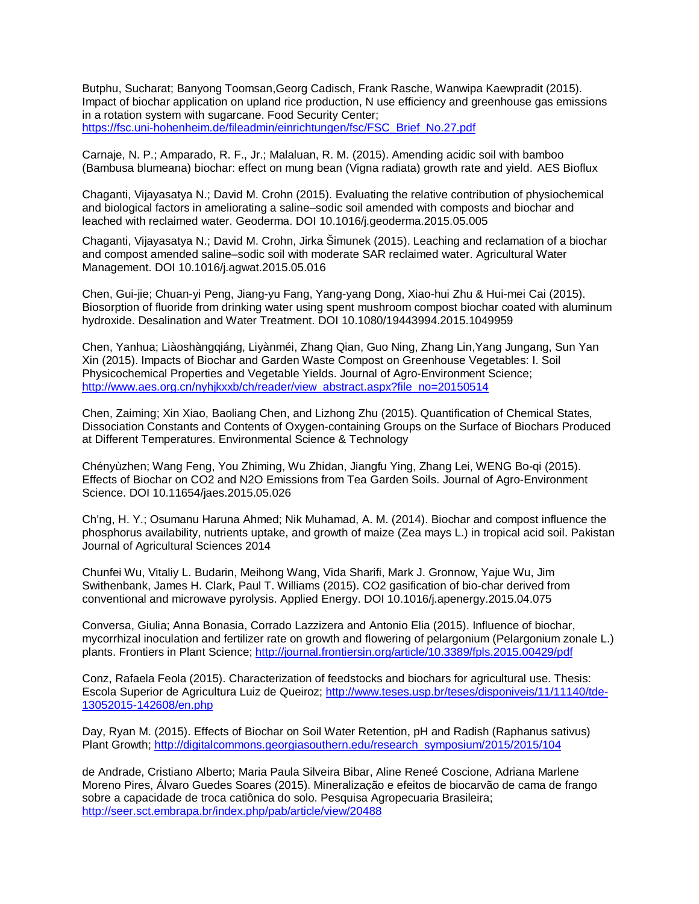Butphu, Sucharat; Banyong Toomsan,Georg Cadisch, Frank Rasche, Wanwipa Kaewpradit (2015). Impact of biochar application on upland rice production, N use efficiency and greenhouse gas emissions in a rotation system with sugarcane. Food Security Center; https://fsc.uni-hohenheim.de/fileadmin/einrichtungen/fsc/FSC_Brief_No.27.pdf

Carnaje, N. P.; Amparado, R. F., Jr.; Malaluan, R. M. (2015). Amending acidic soil with bamboo (Bambusa blumeana) biochar: effect on mung bean (Vigna radiata) growth rate and yield. AES Bioflux

Chaganti, Vijayasatya N.; David M. Crohn (2015). Evaluating the relative contribution of physiochemical and biological factors in ameliorating a saline–sodic soil amended with composts and biochar and leached with reclaimed water. Geoderma. DOI 10.1016/j.geoderma.2015.05.005

Chaganti, Vijayasatya N.; David M. Crohn, Jirka Šimunek (2015). Leaching and reclamation of a biochar and compost amended saline–sodic soil with moderate SAR reclaimed water. Agricultural Water Management. DOI 10.1016/j.agwat.2015.05.016

Chen, Gui-jie; Chuan-yi Peng, Jiang-yu Fang, Yang-yang Dong, Xiao-hui Zhu & Hui-mei Cai (2015). Biosorption of fluoride from drinking water using spent mushroom compost biochar coated with aluminum hydroxide. Desalination and Water Treatment. DOI 10.1080/19443994.2015.1049959

Chen, Yanhua; Liàoshàngqiáng, Liyànméi, Zhang Qian, Guo Ning, Zhang Lin,Yang Jungang, Sun Yan Xin (2015). Impacts of Biochar and Garden Waste Compost on Greenhouse Vegetables: I. Soil Physicochemical Properties and Vegetable Yields. Journal of Agro-Environment Science; http://www.aes.org.cn/nyhjkxxb/ch/reader/view_abstract.aspx?file_no=20150514

Chen, Zaiming; Xin Xiao, Baoliang Chen, and Lizhong Zhu (2015). Quantification of Chemical States, Dissociation Constants and Contents of Oxygen-containing Groups on the Surface of Biochars Produced at Different Temperatures. Environmental Science & Technology

Chényùzhen; Wang Feng, You Zhiming, Wu Zhidan, Jiangfu Ying, Zhang Lei, WENG Bo-qi (2015). Effects of Biochar on CO2 and N2O Emissions from Tea Garden Soils. Journal of Agro-Environment Science. DOI 10.11654/jaes.2015.05.026

Ch'ng, H. Y.; Osumanu Haruna Ahmed; Nik Muhamad, A. M. (2014). Biochar and compost influence the phosphorus availability, nutrients uptake, and growth of maize (Zea mays L.) in tropical acid soil. Pakistan Journal of Agricultural Sciences 2014

Chunfei Wu, Vitaliy L. Budarin, Meihong Wang, Vida Sharifi, Mark J. Gronnow, Yajue Wu, Jim Swithenbank, James H. Clark, Paul T. Williams (2015). CO2 gasification of bio-char derived from conventional and microwave pyrolysis. Applied Energy. DOI 10.1016/j.apenergy.2015.04.075

Conversa, Giulia; Anna Bonasia, Corrado Lazzizera and Antonio Elia (2015). Influence of biochar, mycorrhizal inoculation and fertilizer rate on growth and flowering of pelargonium (Pelargonium zonale L.) plants. Frontiers in Plant Science; http://journal.frontiersin.org/article/10.3389/fpls.2015.00429/pdf

Conz, Rafaela Feola (2015). Characterization of feedstocks and biochars for agricultural use. Thesis: Escola Superior de Agricultura Luiz de Queiroz; http://www.teses.usp.br/teses/disponiveis/11/11140/tde-13052015-142608/en.php

Day, Ryan M. (2015). Effects of Biochar on Soil Water Retention, pH and Radish (Raphanus sativus) Plant Growth; http://digitalcommons.georgiasouthern.edu/research_symposium/2015/2015/104

de Andrade, Cristiano Alberto; Maria Paula Silveira Bibar, Aline Reneé Coscione, Adriana Marlene Moreno Pires, Álvaro Guedes Soares (2015). Mineralização e efeitos de biocarvão de cama de frango sobre a capacidade de troca catiônica do solo. Pesquisa Agropecuaria Brasileira; http://seer.sct.embrapa.br/index.php/pab/article/view/20488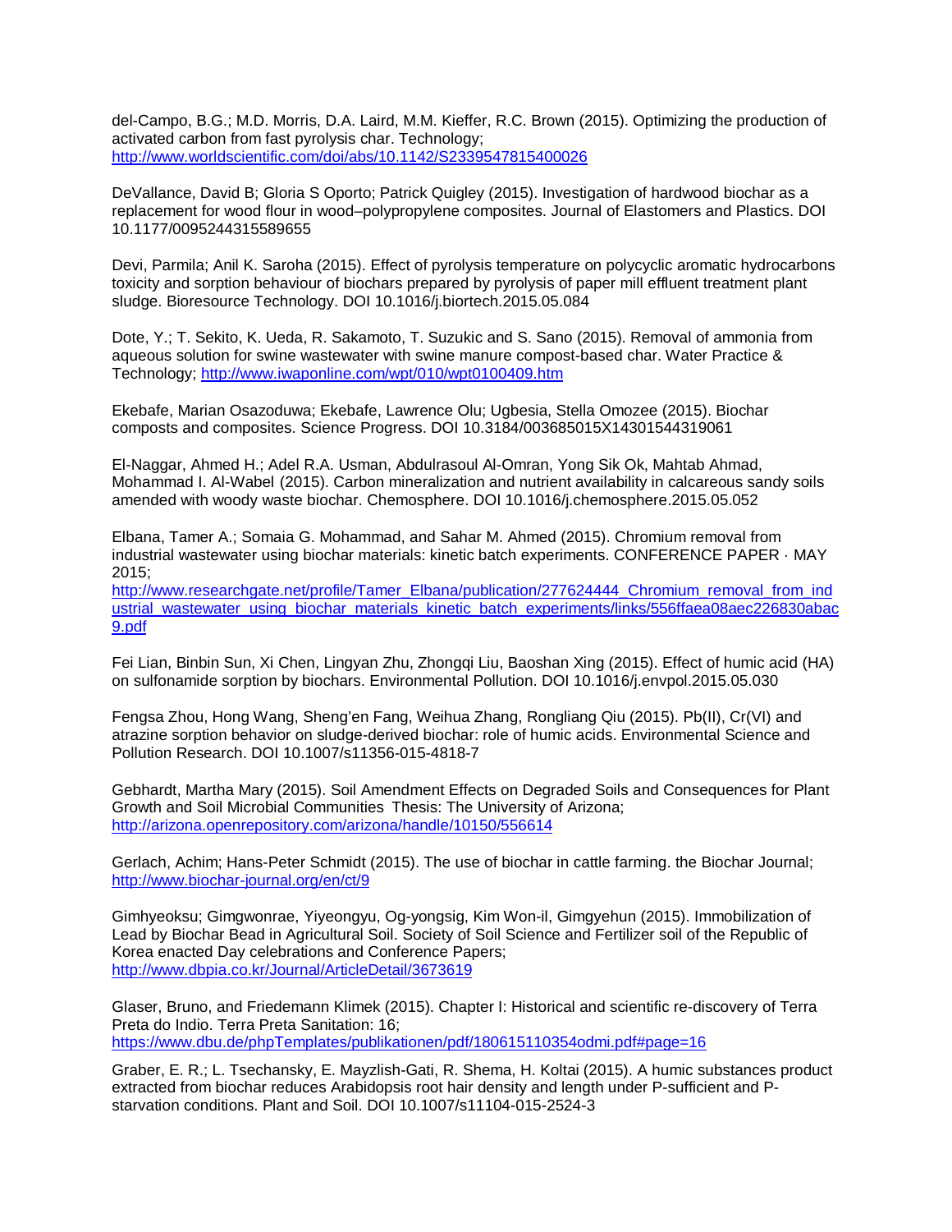del-Campo, B.G.; M.D. Morris, D.A. Laird, M.M. Kieffer, R.C. Brown (2015). Optimizing the production of activated carbon from fast pyrolysis char. Technology; http://www.worldscientific.com/doi/abs/10.1142/S2339547815400026

DeVallance, David B; Gloria S Oporto; Patrick Quigley (2015). Investigation of hardwood biochar as a replacement for wood flour in wood–polypropylene composites. Journal of Elastomers and Plastics. DOI 10.1177/0095244315589655

Devi, Parmila; Anil K. Saroha (2015). Effect of pyrolysis temperature on polycyclic aromatic hydrocarbons toxicity and sorption behaviour of biochars prepared by pyrolysis of paper mill effluent treatment plant sludge. Bioresource Technology. DOI 10.1016/j.biortech.2015.05.084

Dote, Y.; T. Sekito, K. Ueda, R. Sakamoto, T. Suzukic and S. Sano (2015). Removal of ammonia from aqueous solution for swine wastewater with swine manure compost-based char. Water Practice & Technology; http://www.iwaponline.com/wpt/010/wpt0100409.htm

Ekebafe, Marian Osazoduwa; Ekebafe, Lawrence Olu; Ugbesia, Stella Omozee (2015). Biochar composts and composites. Science Progress. DOI 10.3184/003685015X14301544319061

El-Naggar, Ahmed H.; Adel R.A. Usman, Abdulrasoul Al-Omran, Yong Sik Ok, Mahtab Ahmad, Mohammad I. Al-Wabel (2015). Carbon mineralization and nutrient availability in calcareous sandy soils amended with woody waste biochar. Chemosphere. DOI 10.1016/j.chemosphere.2015.05.052

Elbana, Tamer A.; Somaia G. Mohammad, and Sahar M. Ahmed (2015). Chromium removal from industrial wastewater using biochar materials: kinetic batch experiments. CONFERENCE PAPER · MAY 2015; http://www.researchgate.net/profile/Tamer_Elbana/publication/277624444_Chromium_removal_from_industrial_wastewater_using_biochar_materials_kinetic_batch_experiments/links/556ffaea08aec226830abac9.pdf

Fei Lian, Binbin Sun, Xi Chen, Lingyan Zhu, Zhongqi Liu, Baoshan Xing (2015). Effect of humic acid (HA) on sulfonamide sorption by biochars. Environmental Pollution. DOI 10.1016/j.envpol.2015.05.030

Fengsa Zhou, Hong Wang, Sheng'en Fang, Weihua Zhang, Rongliang Qiu (2015). Pb(II), Cr(VI) and atrazine sorption behavior on sludge-derived biochar: role of humic acids. Environmental Science and Pollution Research. DOI 10.1007/s11356-015-4818-7

Gebhardt, Martha Mary (2015). Soil Amendment Effects on Degraded Soils and Consequences for Plant Growth and Soil Microbial Communities Thesis: The University of Arizona; http://arizona.openrepository.com/arizona/handle/10150/556614

Gerlach, Achim; Hans-Peter Schmidt (2015). The use of biochar in cattle farming. the Biochar Journal; http://www.biochar-journal.org/en/ct/9

Gimhyeoksu; Gimgwonrae, Yiyeongyu, Og-yongsig, Kim Won-il, Gimgyehun (2015). Immobilization of Lead by Biochar Bead in Agricultural Soil. Society of Soil Science and Fertilizer soil of the Republic of Korea enacted Day celebrations and Conference Papers; http://www.dbpia.co.kr/Journal/ArticleDetail/3673619

Glaser, Bruno, and Friedemann Klimek (2015). Chapter I: Historical and scientific re-discovery of Terra Preta do Indio. Terra Preta Sanitation: 16; https://www.dbu.de/phpTemplates/publikationen/pdf/180615110354odmi.pdf#page=16

Graber, E. R.; L. Tsechansky, E. Mayzlish-Gati, R. Shema, H. Koltai (2015). A humic substances product extracted from biochar reduces Arabidopsis root hair density and length under P-sufficient and P-starvation conditions. Plant and Soil. DOI 10.1007/s11104-015-2524-3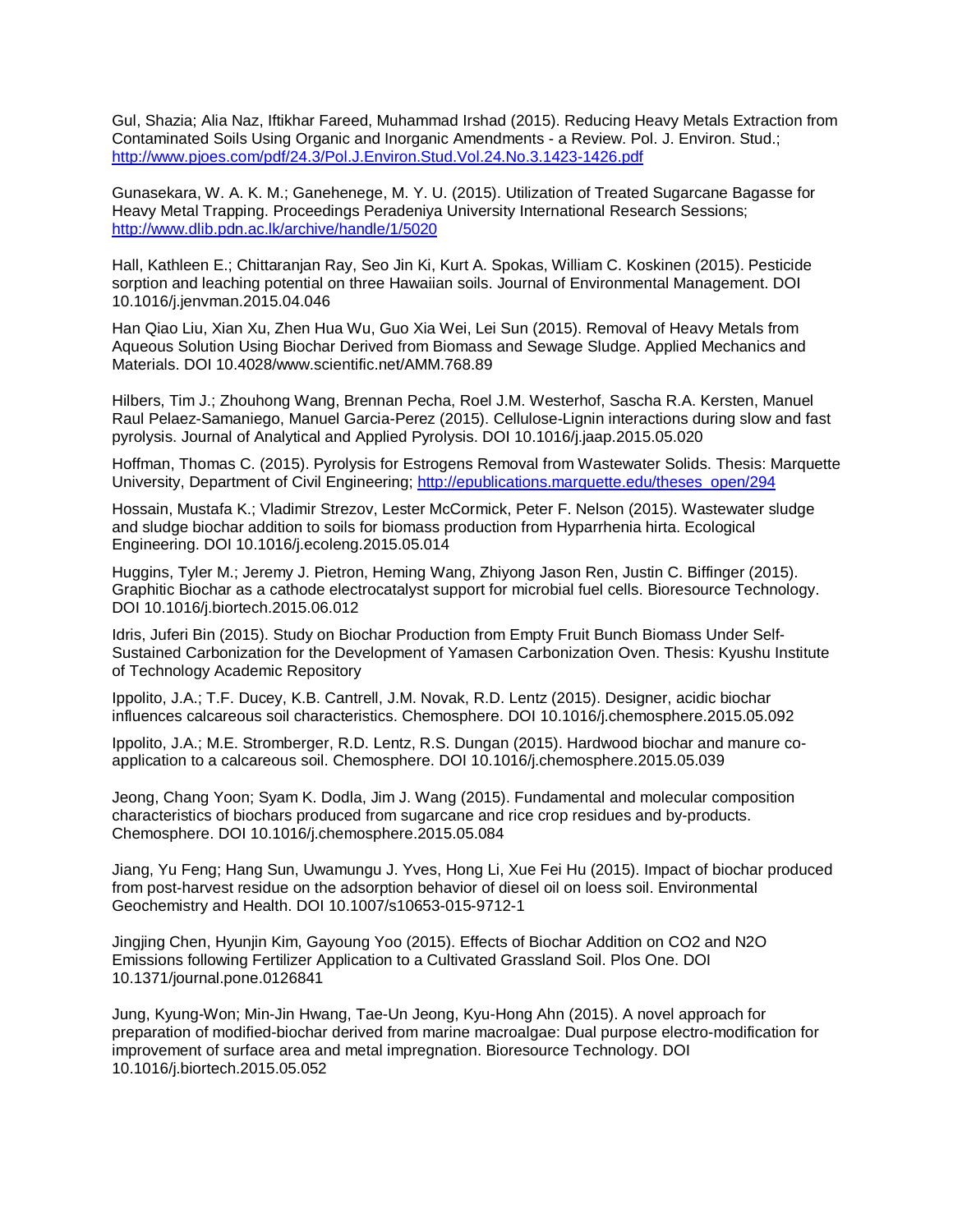Gul, Shazia; Alia Naz, Iftikhar Fareed, Muhammad Irshad (2015). Reducing Heavy Metals Extraction from Contaminated Soils Using Organic and Inorganic Amendments - a Review. Pol. J. Environ. Stud.; http://www.pjoes.com/pdf/24.3/Pol.J.Environ.Stud.Vol.24.No.3.1423-1426.pdf

Gunasekara, W. A. K. M.; Ganehenege, M. Y. U. (2015). Utilization of Treated Sugarcane Bagasse for Heavy Metal Trapping. Proceedings Peradeniya University International Research Sessions; http://www.dlib.pdn.ac.lk/archive/handle/1/5020

Hall, Kathleen E.; Chittaranjan Ray, Seo Jin Ki, Kurt A. Spokas, William C. Koskinen (2015). Pesticide sorption and leaching potential on three Hawaiian soils. Journal of Environmental Management. DOI 10.1016/j.jenvman.2015.04.046

Han Qiao Liu, Xian Xu, Zhen Hua Wu, Guo Xia Wei, Lei Sun (2015). Removal of Heavy Metals from Aqueous Solution Using Biochar Derived from Biomass and Sewage Sludge. Applied Mechanics and Materials. DOI 10.4028/www.scientific.net/AMM.768.89

Hilbers, Tim J.; Zhouhong Wang, Brennan Pecha, Roel J.M. Westerhof, Sascha R.A. Kersten, Manuel Raul Pelaez-Samaniego, Manuel Garcia-Perez (2015). Cellulose-Lignin interactions during slow and fast pyrolysis. Journal of Analytical and Applied Pyrolysis. DOI 10.1016/j.jaap.2015.05.020

Hoffman, Thomas C. (2015). Pyrolysis for Estrogens Removal from Wastewater Solids. Thesis: Marquette University, Department of Civil Engineering; http://epublications.marquette.edu/theses_open/294

Hossain, Mustafa K.; Vladimir Strezov, Lester McCormick, Peter F. Nelson (2015). Wastewater sludge and sludge biochar addition to soils for biomass production from Hyparrhenia hirta. Ecological Engineering. DOI 10.1016/j.ecoleng.2015.05.014

Huggins, Tyler M.; Jeremy J. Pietron, Heming Wang, Zhiyong Jason Ren, Justin C. Biffinger (2015). Graphitic Biochar as a cathode electrocatalyst support for microbial fuel cells. Bioresource Technology. DOI 10.1016/j.biortech.2015.06.012

Idris, Juferi Bin (2015). Study on Biochar Production from Empty Fruit Bunch Biomass Under Self-Sustained Carbonization for the Development of Yamasen Carbonization Oven. Thesis: Kyushu Institute of Technology Academic Repository

Ippolito, J.A.; T.F. Ducey, K.B. Cantrell, J.M. Novak, R.D. Lentz (2015). Designer, acidic biochar influences calcareous soil characteristics. Chemosphere. DOI 10.1016/j.chemosphere.2015.05.092

Ippolito, J.A.; M.E. Stromberger, R.D. Lentz, R.S. Dungan (2015). Hardwood biochar and manure co-application to a calcareous soil. Chemosphere. DOI 10.1016/j.chemosphere.2015.05.039

Jeong, Chang Yoon; Syam K. Dodla, Jim J. Wang (2015). Fundamental and molecular composition characteristics of biochars produced from sugarcane and rice crop residues and by-products. Chemosphere. DOI 10.1016/j.chemosphere.2015.05.084

Jiang, Yu Feng; Hang Sun, Uwamungu J. Yves, Hong Li, Xue Fei Hu (2015). Impact of biochar produced from post-harvest residue on the adsorption behavior of diesel oil on loess soil. Environmental Geochemistry and Health. DOI 10.1007/s10653-015-9712-1

Jingjing Chen, Hyunjin Kim, Gayoung Yoo (2015). Effects of Biochar Addition on $CO_2$ and $N_2O$ Emissions following Fertilizer Application to a Cultivated Grassland Soil. Plos One. DOI 10.1371/journal.pone.0126841

Jung, Kyung-Won; Min-Jin Hwang, Tae-Un Jeong, Kyu-Hong Ahn (2015). A novel approach for preparation of modified-biochar derived from marine macroalgae: Dual purpose electro-modification for improvement of surface area and metal impregnation. Bioresource Technology. DOI 10.1016/j.biortech.2015.05.052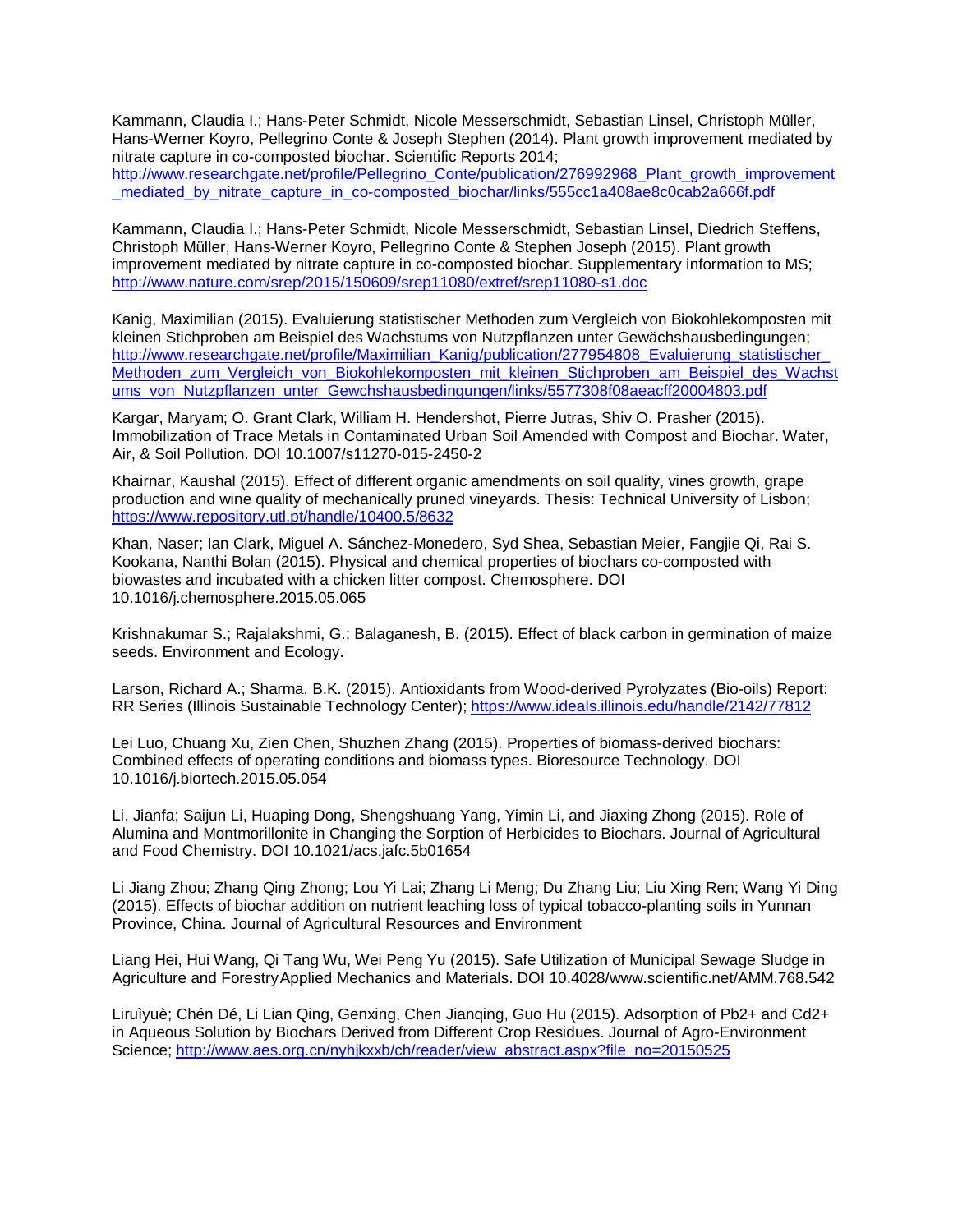Kammann, Claudia I.; Hans-Peter Schmidt, Nicole Messerschmidt, Sebastian Linsel, Christoph Müller, Hans-Werner Koyro, Pellegrino Conte & Joseph Stephen (2014). Plant growth improvement mediated by nitrate capture in co-composted biochar. Scientific Reports 2014; http://www.researchgate.net/profile/Pellegrino_Conte/publication/276992968_Plant_growth_improvement_mediated_by_nitrate_capture_in_co-composted_biochar/links/555cc1a408ae8c0cab2a666f.pdf

Kammann, Claudia I.; Hans-Peter Schmidt, Nicole Messerschmidt, Sebastian Linsel, Diedrich Steffens, Christoph Müller, Hans-Werner Koyro, Pellegrino Conte & Stephen Joseph (2015). Plant growth improvement mediated by nitrate capture in co-composted biochar. Supplementary information to MS; http://www.nature.com/srep/2015/150609/srep11080/extref/srep11080-s1.doc

Kanig, Maximilian (2015). Evaluierung statistischer Methoden zum Vergleich von Biokohlekomposten mit kleinen Stichproben am Beispiel des Wachstums von Nutzpflanzen unter Gewächshausbedingungen; http://www.researchgate.net/profile/Maximilian_Kanig/publication/277954808_Evaluierung_statistischer_Methoden_zum_Vergleich_von_Biokohlekomposten_mit_kleinen_Stichproben_am_Beispiel_des_Wachstums_von_Nutzpflanzen_unter_Gewchshausbedingungen/links/5577308f08aeacff20004803.pdf

Kargar, Maryam; O. Grant Clark, William H. Hendershot, Pierre Jutras, Shiv O. Prasher (2015). Immobilization of Trace Metals in Contaminated Urban Soil Amended with Compost and Biochar. Water, Air, & Soil Pollution. DOI 10.1007/s11270-015-2450-2

Khairnar, Kaushal (2015). Effect of different organic amendments on soil quality, vines growth, grape production and wine quality of mechanically pruned vineyards. Thesis: Technical University of Lisbon; https://www.repository.utl.pt/handle/10400.5/8632

Khan, Naser; Ian Clark, Miguel A. Sánchez-Monedero, Syd Shea, Sebastian Meier, Fangjie Qi, Rai S. Kookana, Nanthi Bolan (2015). Physical and chemical properties of biochars co-composted with biowastes and incubated with a chicken litter compost. Chemosphere. DOI 10.1016/j.chemosphere.2015.05.065

Krishnakumar S.; Rajalakshmi, G.; Balaganesh, B. (2015). Effect of black carbon in germination of maize seeds. Environment and Ecology.

Larson, Richard A.; Sharma, B.K. (2015). Antioxidants from Wood-derived Pyrolyzates (Bio-oils) Report: RR Series (Illinois Sustainable Technology Center); https://www.ideals.illinois.edu/handle/2142/77812

Lei Luo, Chuang Xu, Zien Chen, Shuzhen Zhang (2015). Properties of biomass-derived biochars: Combined effects of operating conditions and biomass types. Bioresource Technology. DOI 10.1016/j.biortech.2015.05.054

Li, Jianfa; Saijun Li, Huaping Dong, Shengshuang Yang, Yimin Li, and Jiaxing Zhong (2015). Role of Alumina and Montmorillonite in Changing the Sorption of Herbicides to Biochars. Journal of Agricultural and Food Chemistry. DOI 10.1021/acs.jafc.5b01654

Li Jiang Zhou; Zhang Qing Zhong; Lou Yi Lai; Zhang Li Meng; Du Zhang Liu; Liu Xing Ren; Wang Yi Ding (2015). Effects of biochar addition on nutrient leaching loss of typical tobacco-planting soils in Yunnan Province, China. Journal of Agricultural Resources and Environment

Liang Hei, Hui Wang, Qi Tang Wu, Wei Peng Yu (2015). Safe Utilization of Municipal Sewage Sludge in Agriculture and Forestry Applied Mechanics and Materials. DOI 10.4028/www.scientific.net/AMM.768.542

Liruìyuè; Chén Dé, Li Lian Qing, Genxing, Chen Jianqing, Guo Hu (2015). Adsorption of $Pb^{2+}$ and $Cd^{2+}$ in Aqueous Solution by Biochars Derived from Different Crop Residues. Journal of Agro-Environment Science; http://www.aes.org.cn/nyhjkxxb/ch/reader/view_abstract.aspx?file_no=20150525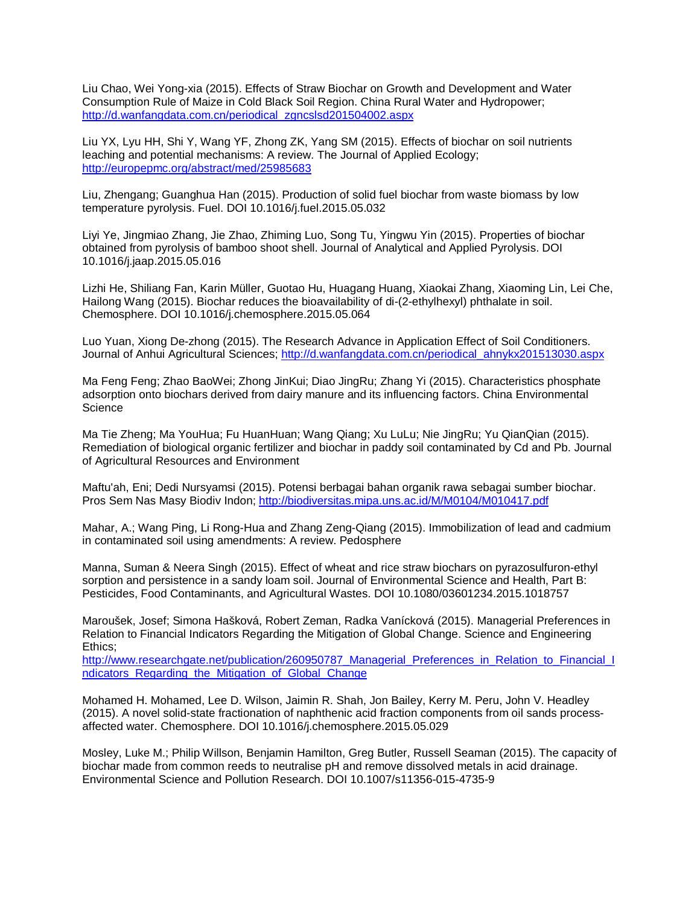Liu Chao, Wei Yong-xia (2015). Effects of Straw Biochar on Growth and Development and Water Consumption Rule of Maize in Cold Black Soil Region. China Rural Water and Hydropower; http://d.wanfangdata.com.cn/periodical_zgncslsd201504002.aspx

Liu YX, Lyu HH, Shi Y, Wang YF, Zhong ZK, Yang SM (2015). Effects of biochar on soil nutrients leaching and potential mechanisms: A review. The Journal of Applied Ecology; http://europepmc.org/abstract/med/25985683

Liu, Zhengang; Guanghua Han (2015). Production of solid fuel biochar from waste biomass by low temperature pyrolysis. Fuel. DOI 10.1016/j.fuel.2015.05.032

Liyi Ye, Jingmiao Zhang, Jie Zhao, Zhiming Luo, Song Tu, Yingwu Yin (2015). Properties of biochar obtained from pyrolysis of bamboo shoot shell. Journal of Analytical and Applied Pyrolysis. DOI 10.1016/j.jaap.2015.05.016

Lizhi He, Shiliang Fan, Karin Müller, Guotao Hu, Huagang Huang, Xiaokai Zhang, Xiaoming Lin, Lei Che, Hailong Wang (2015). Biochar reduces the bioavailability of di-(2-ethylhexyl) phthalate in soil. Chemosphere. DOI 10.1016/j.chemosphere.2015.05.064

Luo Yuan, Xiong De-zhong (2015). The Research Advance in Application Effect of Soil Conditioners. Journal of Anhui Agricultural Sciences; http://d.wanfangdata.com.cn/periodical_ahnykx201513030.aspx

Ma Feng Feng; Zhao BaoWei; Zhong JinKui; Diao JingRu; Zhang Yi (2015). Characteristics phosphate adsorption onto biochars derived from dairy manure and its influencing factors. China Environmental Science

Ma Tie Zheng; Ma YouHua; Fu HuanHuan; Wang Qiang; Xu LuLu; Nie JingRu; Yu QianQian (2015). Remediation of biological organic fertilizer and biochar in paddy soil contaminated by Cd and Pb. Journal of Agricultural Resources and Environment

Maftu'ah, Eni; Dedi Nursyamsi (2015). Potensi berbagai bahan organik rawa sebagai sumber biochar. Pros Sem Nas Masy Biodiv Indon; http://biodiversitas.mipa.uns.ac.id/M/M0104/M010417.pdf

Mahar, A.; Wang Ping, Li Rong-Hua and Zhang Zeng-Qiang (2015). Immobilization of lead and cadmium in contaminated soil using amendments: A review. Pedosphere

Manna, Suman & Neera Singh (2015). Effect of wheat and rice straw biochars on pyrazosulfuron-ethyl sorption and persistence in a sandy loam soil. Journal of Environmental Science and Health, Part B: Pesticides, Food Contaminants, and Agricultural Wastes. DOI 10.1080/03601234.2015.1018757

Maroušek, Josef; Simona Hašková, Robert Zeman, Radka Vanícková (2015). Managerial Preferences in Relation to Financial Indicators Regarding the Mitigation of Global Change. Science and Engineering Ethics; http://www.researchgate.net/publication/260950787_Managerial_Preferences_in_Relation_to_Financial_Indicators_Regarding_the_Mitigation_of_Global_Change

Mohamed H. Mohamed, Lee D. Wilson, Jaimin R. Shah, Jon Bailey, Kerry M. Peru, John V. Headley (2015). A novel solid-state fractionation of naphthenic acid fraction components from oil sands process-affected water. Chemosphere. DOI 10.1016/j.chemosphere.2015.05.029

Mosley, Luke M.; Philip Willson, Benjamin Hamilton, Greg Butler, Russell Seaman (2015). The capacity of biochar made from common reeds to neutralise pH and remove dissolved metals in acid drainage. Environmental Science and Pollution Research. DOI 10.1007/s11356-015-4735-9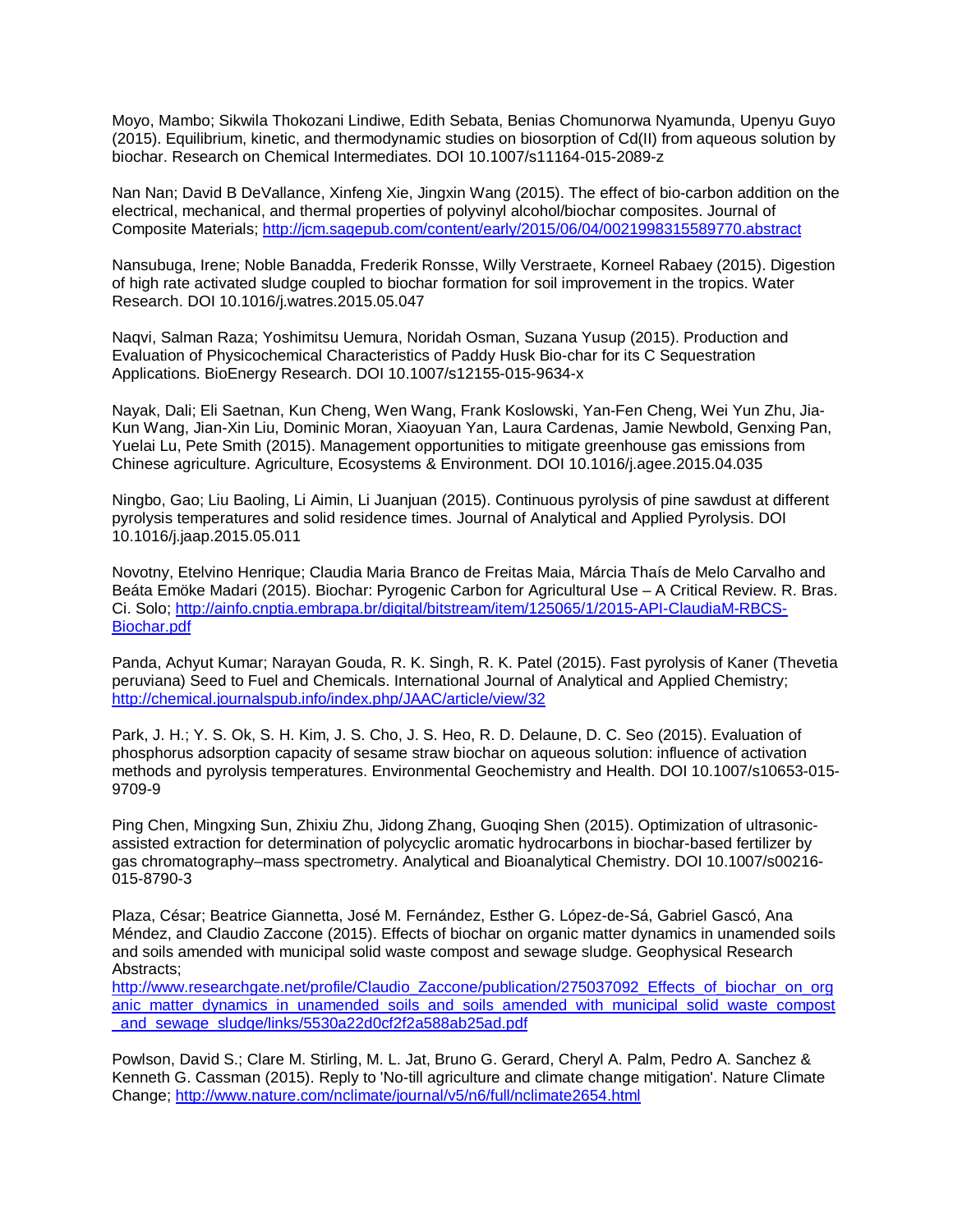Moyo, Mambo; Sikwila Thokozani Lindiwe, Edith Sebata, Benias Chomunorwa Nyamunda, Upenyu Guyo (2015). Equilibrium, kinetic, and thermodynamic studies on biosorption of Cd(II) from aqueous solution by biochar. Research on Chemical Intermediates. DOI 10.1007/s11164-015-2089-z

Nan Nan; David B DeVallance, Xinfeng Xie, Jingxin Wang (2015). The effect of bio-carbon addition on the electrical, mechanical, and thermal properties of polyvinyl alcohol/biochar composites. Journal of Composite Materials; http://jcm.sagepub.com/content/early/2015/06/04/0021998315589770.abstract

Nansubuga, Irene; Noble Banadda, Frederik Ronsse, Willy Verstraete, Korneel Rabaey (2015). Digestion of high rate activated sludge coupled to biochar formation for soil improvement in the tropics. Water Research. DOI 10.1016/j.watres.2015.05.047

Naqvi, Salman Raza; Yoshimitsu Uemura, Noridah Osman, Suzana Yusup (2015). Production and Evaluation of Physicochemical Characteristics of Paddy Husk Bio-char for its C Sequestration Applications. BioEnergy Research. DOI 10.1007/s12155-015-9634-x

Nayak, Dali; Eli Saetnan, Kun Cheng, Wen Wang, Frank Koslowski, Yan-Fen Cheng, Wei Yun Zhu, Jia-Kun Wang, Jian-Xin Liu, Dominic Moran, Xiaoyuan Yan, Laura Cardenas, Jamie Newbold, Genxing Pan, Yuelai Lu, Pete Smith (2015). Management opportunities to mitigate greenhouse gas emissions from Chinese agriculture. Agriculture, Ecosystems & Environment. DOI 10.1016/j.agee.2015.04.035

Ningbo, Gao; Liu Baoling, Li Aimin, Li Juanjuan (2015). Continuous pyrolysis of pine sawdust at different pyrolysis temperatures and solid residence times. Journal of Analytical and Applied Pyrolysis. DOI 10.1016/j.jaap.2015.05.011

Novotny, Etelvino Henrique; Claudia Maria Branco de Freitas Maia, Márcia Thaís de Melo Carvalho and Beáta Emöke Madari (2015). Biochar: Pyrogenic Carbon for Agricultural Use – A Critical Review. R. Bras. Ci. Solo; http://ainfo.cnptia.embrapa.br/digital/bitstream/item/125065/1/2015-API-ClaudiaM-RBCS-Biochar.pdf

Panda, Achyut Kumar; Narayan Gouda, R. K. Singh, R. K. Patel (2015). Fast pyrolysis of Kaner (Thevetia peruviana) Seed to Fuel and Chemicals. International Journal of Analytical and Applied Chemistry; http://chemical.journalspub.info/index.php/JAAC/article/view/32

Park, J. H.; Y. S. Ok, S. H. Kim, J. S. Cho, J. S. Heo, R. D. Delaune, D. C. Seo (2015). Evaluation of phosphorus adsorption capacity of sesame straw biochar on aqueous solution: influence of activation methods and pyrolysis temperatures. Environmental Geochemistry and Health. DOI 10.1007/s10653-015-9709-9

Ping Chen, Mingxing Sun, Zhixiu Zhu, Jidong Zhang, Guoqing Shen (2015). Optimization of ultrasonic-assisted extraction for determination of polycyclic aromatic hydrocarbons in biochar-based fertilizer by gas chromatography–mass spectrometry. Analytical and Bioanalytical Chemistry. DOI 10.1007/s00216-015-8790-3

Plaza, César; Beatrice Giannetta, José M. Fernández, Esther G. López-de-Sá, Gabriel Gascó, Ana Méndez, and Claudio Zaccone (2015). Effects of biochar on organic matter dynamics in unamended soils and soils amended with municipal solid waste compost and sewage sludge. Geophysical Research Abstracts; http://www.researchgate.net/profile/Claudio_Zaccone/publication/275037092_Effects_of_biochar_on_organic_matter_dynamics_in_unamended_soils_and_soils_amended_with_municipal_solid_waste_compost_and_sewage_sludge/links/5530a22d0cf2f2a588ab25ad.pdf

Powlson, David S.; Clare M. Stirling, M. L. Jat, Bruno G. Gerard, Cheryl A. Palm, Pedro A. Sanchez & Kenneth G. Cassman (2015). Reply to 'No-till agriculture and climate change mitigation'. Nature Climate Change; http://www.nature.com/nclimate/journal/v5/n6/full/nclimate2654.html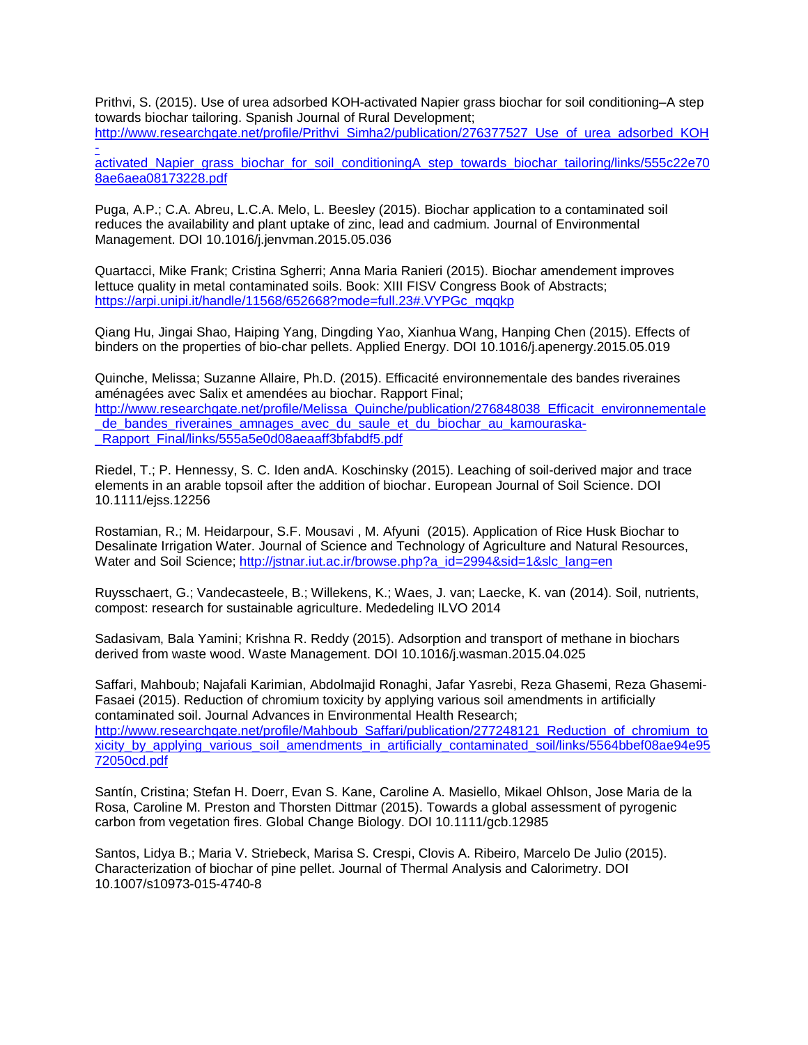Prithvi, S. (2015). Use of urea adsorbed KOH-activated Napier grass biochar for soil conditioning–A step towards biochar tailoring. Spanish Journal of Rural Development; http://www.researchgate.net/profile/Prithvi_Simha2/publication/276377527_Use_of_urea_adsorbed_KOH-activated_Napier_grass_biochar_for_soil_conditioningA_step_towards_biochar_tailoring/links/555c22e708ae6aea08173228.pdf

Puga, A.P.; C.A. Abreu, L.C.A. Melo, L. Beesley (2015). Biochar application to a contaminated soil reduces the availability and plant uptake of zinc, lead and cadmium. Journal of Environmental Management. DOI 10.1016/j.jenvman.2015.05.036

Quartacci, Mike Frank; Cristina Sgherri; Anna Maria Ranieri (2015). Biochar amendement improves lettuce quality in metal contaminated soils. Book: XIII FISV Congress Book of Abstracts; https://arpi.unipi.it/handle/11568/652668?mode=full.23#.VYPGc_mqqkp

Qiang Hu, Jingai Shao, Haiping Yang, Dingding Yao, Xianhua Wang, Hanping Chen (2015). Effects of binders on the properties of bio-char pellets. Applied Energy. DOI 10.1016/j.apenergy.2015.05.019

Quinche, Melissa; Suzanne Allaire, Ph.D. (2015). Efficacité environnementale des bandes riveraines aménagées avec Salix et amendées au biochar. Rapport Final; http://www.researchgate.net/profile/Melissa_Quinche/publication/276848038_Efficacit_environnementale_de_bandes_riveraines_amnages_avec_du_saule_et_du_biochar_au_kamouraska-_Rapport_Final/links/555a5e0d08aeaaff3bfabdf5.pdf

Riedel, T.; P. Hennessy, S. C. Iden andA. Koschinsky (2015). Leaching of soil-derived major and trace elements in an arable topsoil after the addition of biochar. European Journal of Soil Science. DOI 10.1111/ejss.12256

Rostamian, R.; M. Heidarpour, S.F. Mousavi , M. Afyuni (2015). Application of Rice Husk Biochar to Desalinate Irrigation Water. Journal of Science and Technology of Agriculture and Natural Resources, Water and Soil Science; http://jstnar.iut.ac.ir/browse.php?a_id=2994&sid=1&slc_lang=en

Ruysschaert, G.; Vandecasteele, B.; Willekens, K.; Waes, J. van; Laecke, K. van (2014). Soil, nutrients, compost: research for sustainable agriculture. Mededeling ILVO 2014

Sadasivam, Bala Yamini; Krishna R. Reddy (2015). Adsorption and transport of methane in biochars derived from waste wood. Waste Management. DOI 10.1016/j.wasman.2015.04.025

Saffari, Mahboub; Najafali Karimian, Abdolmajid Ronaghi, Jafar Yasrebi, Reza Ghasemi, Reza Ghasemi-Fasaei (2015). Reduction of chromium toxicity by applying various soil amendments in artificially contaminated soil. Journal Advances in Environmental Health Research; http://www.researchgate.net/profile/Mahboub_Saffari/publication/277248121_Reduction_of_chromium_toxicity_by_applying_various_soil_amendments_in_artificially_contaminated_soil/links/5564bbef08ae94e9572050cd.pdf

Santín, Cristina; Stefan H. Doerr, Evan S. Kane, Caroline A. Masiello, Mikael Ohlson, Jose Maria de la Rosa, Caroline M. Preston and Thorsten Dittmar (2015). Towards a global assessment of pyrogenic carbon from vegetation fires. Global Change Biology. DOI 10.1111/gcb.12985

Santos, Lidya B.; Maria V. Striebeck, Marisa S. Crespi, Clovis A. Ribeiro, Marcelo De Julio (2015). Characterization of biochar of pine pellet. Journal of Thermal Analysis and Calorimetry. DOI 10.1007/s10973-015-4740-8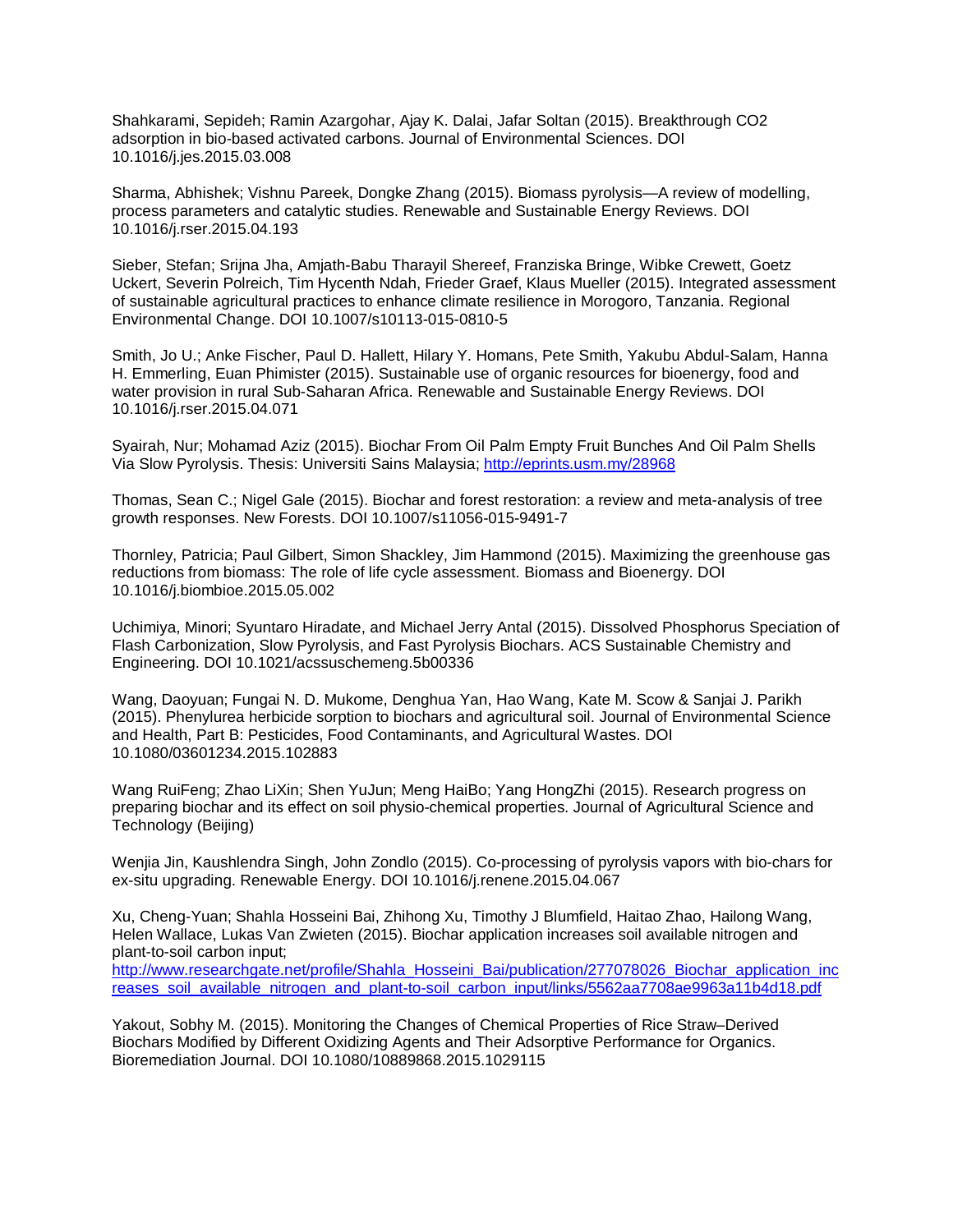Shahkarami, Sepideh; Ramin Azargohar, Ajay K. Dalai, Jafar Soltan (2015). Breakthrough CO2 adsorption in bio-based activated carbons. Journal of Environmental Sciences. DOI 10.1016/j.jes.2015.03.008

Sharma, Abhishek; Vishnu Pareek, Dongke Zhang (2015). Biomass pyrolysis—A review of modelling, process parameters and catalytic studies. Renewable and Sustainable Energy Reviews. DOI 10.1016/j.rser.2015.04.193

Sieber, Stefan; Srijna Jha, Amjath-Babu Tharayil Shereef, Franziska Bringe, Wibke Crewett, Goetz Uckert, Severin Polreich, Tim Hycenth Ndah, Frieder Graef, Klaus Mueller (2015). Integrated assessment of sustainable agricultural practices to enhance climate resilience in Morogoro, Tanzania. Regional Environmental Change. DOI 10.1007/s10113-015-0810-5

Smith, Jo U.; Anke Fischer, Paul D. Hallett, Hilary Y. Homans, Pete Smith, Yakubu Abdul-Salam, Hanna H. Emmerling, Euan Phimister (2015). Sustainable use of organic resources for bioenergy, food and water provision in rural Sub-Saharan Africa. Renewable and Sustainable Energy Reviews. DOI 10.1016/j.rser.2015.04.071

Syairah, Nur; Mohamad Aziz (2015). Biochar From Oil Palm Empty Fruit Bunches And Oil Palm Shells Via Slow Pyrolysis. Thesis: Universiti Sains Malaysia; http://eprints.usm.my/28968

Thomas, Sean C.; Nigel Gale (2015). Biochar and forest restoration: a review and meta-analysis of tree growth responses. New Forests. DOI 10.1007/s11056-015-9491-7

Thornley, Patricia; Paul Gilbert, Simon Shackley, Jim Hammond (2015). Maximizing the greenhouse gas reductions from biomass: The role of life cycle assessment. Biomass and Bioenergy. DOI 10.1016/j.biombioe.2015.05.002

Uchimiya, Minori; Syuntaro Hiradate, and Michael Jerry Antal (2015). Dissolved Phosphorus Speciation of Flash Carbonization, Slow Pyrolysis, and Fast Pyrolysis Biochars. ACS Sustainable Chemistry and Engineering. DOI 10.1021/acssuschemeng.5b00336

Wang, Daoyuan; Fungai N. D. Mukome, Denghua Yan, Hao Wang, Kate M. Scow & Sanjai J. Parikh (2015). Phenylurea herbicide sorption to biochars and agricultural soil. Journal of Environmental Science and Health, Part B: Pesticides, Food Contaminants, and Agricultural Wastes. DOI 10.1080/03601234.2015.102883

Wang RuiFeng; Zhao LiXin; Shen YuJun; Meng HaiBo; Yang HongZhi (2015). Research progress on preparing biochar and its effect on soil physio-chemical properties. Journal of Agricultural Science and Technology (Beijing)

Wenjia Jin, Kaushlendra Singh, John Zondlo (2015). Co-processing of pyrolysis vapors with bio-chars for ex-situ upgrading. Renewable Energy. DOI 10.1016/j.renene.2015.04.067

Xu, Cheng-Yuan; Shahla Hosseini Bai, Zhihong Xu, Timothy J Blumfield, Haitao Zhao, Hailong Wang, Helen Wallace, Lukas Van Zwieten (2015). Biochar application increases soil available nitrogen and plant-to-soil carbon input; http://www.researchgate.net/profile/Shahla_Hosseini_Bai/publication/277078026_Biochar_application_increases_soil_available_nitrogen_and_plant-to-soil_carbon_input/links/5562aa7708ae9963a11b4d18.pdf

Yakout, Sobhy M. (2015). Monitoring the Changes of Chemical Properties of Rice Straw–Derived Biochars Modified by Different Oxidizing Agents and Their Adsorptive Performance for Organics. Bioremediation Journal. DOI 10.1080/10889868.2015.1029115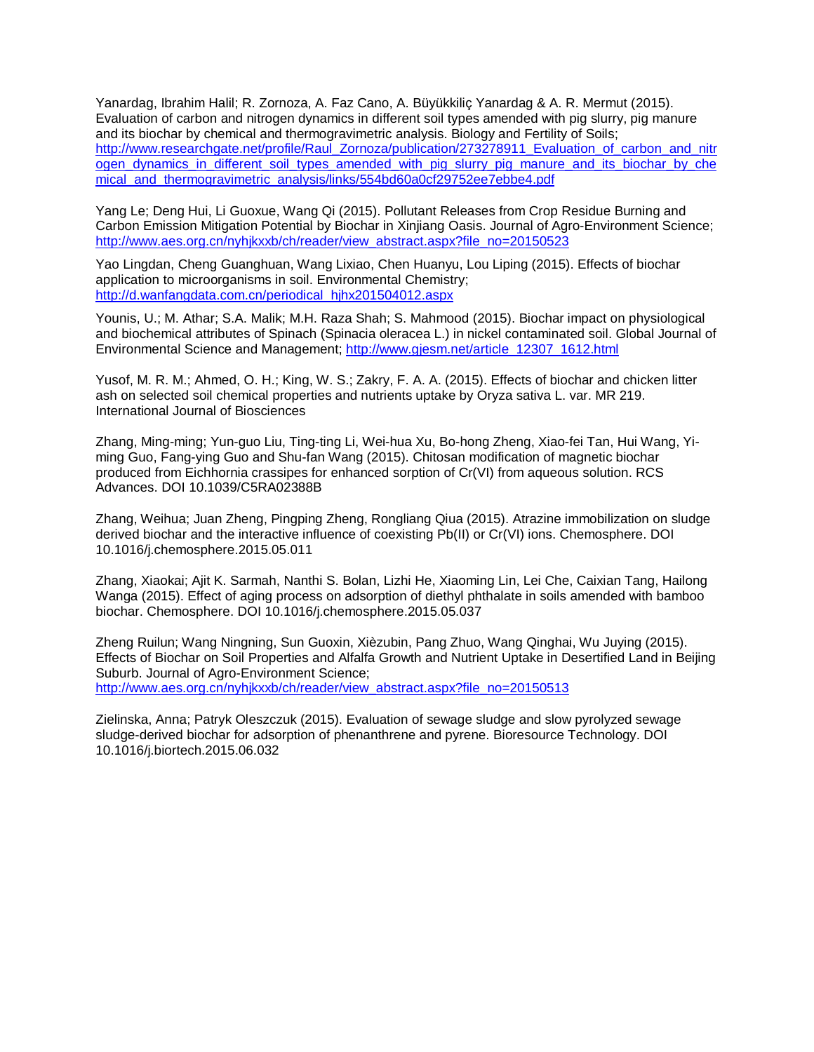Yanardag, Ibrahim Halil; R. Zornoza, A. Faz Cano, A. Büyükkiliç Yanardag & A. R. Mermut (2015). Evaluation of carbon and nitrogen dynamics in different soil types amended with pig slurry, pig manure and its biochar by chemical and thermogravimetric analysis. Biology and Fertility of Soils; http://www.researchgate.net/profile/Raul_Zornoza/publication/273278911_Evaluation_of_carbon_and_nitrogen_dynamics_in_different_soil_types_amended_with_pig_slurry_pig_manure_and_its_biochar_by_chemical_and_thermogravimetric_analysis/links/554bd60a0cf29752ee7ebbe4.pdf

Yang Le; Deng Hui, Li Guoxue, Wang Qi (2015). Pollutant Releases from Crop Residue Burning and Carbon Emission Mitigation Potential by Biochar in Xinjiang Oasis. Journal of Agro-Environment Science; http://www.aes.org.cn/nyhjkxxb/ch/reader/view_abstract.aspx?file_no=20150523

Yao Lingdan, Cheng Guanghuan, Wang Lixiao, Chen Huanyu, Lou Liping (2015). Effects of biochar application to microorganisms in soil. Environmental Chemistry; http://d.wanfangdata.com.cn/periodical_hjhx201504012.aspx

Younis, U.; M. Athar; S.A. Malik; M.H. Raza Shah; S. Mahmood (2015). Biochar impact on physiological and biochemical attributes of Spinach (Spinacia oleracea L.) in nickel contaminated soil. Global Journal of Environmental Science and Management; http://www.gjesm.net/article_12307_1612.html

Yusof, M. R. M.; Ahmed, O. H.; King, W. S.; Zakry, F. A. A. (2015). Effects of biochar and chicken litter ash on selected soil chemical properties and nutrients uptake by Oryza sativa L. var. MR 219. International Journal of Biosciences

Zhang, Ming-ming; Yun-guo Liu, Ting-ting Li, Wei-hua Xu, Bo-hong Zheng, Xiao-fei Tan, Hui Wang, Yi-ming Guo, Fang-ying Guo and Shu-fan Wang (2015). Chitosan modification of magnetic biochar produced from Eichhornia crassipes for enhanced sorption of Cr(VI) from aqueous solution. RCS Advances. DOI 10.1039/C5RA02388B

Zhang, Weihua; Juan Zheng, Pingping Zheng, Rongliang Qiua (2015). Atrazine immobilization on sludge derived biochar and the interactive influence of coexisting Pb(II) or Cr(VI) ions. Chemosphere. DOI 10.1016/j.chemosphere.2015.05.011

Zhang, Xiaokai; Ajit K. Sarmah, Nanthi S. Bolan, Lizhi He, Xiaoming Lin, Lei Che, Caixian Tang, Hailong Wanga (2015). Effect of aging process on adsorption of diethyl phthalate in soils amended with bamboo biochar. Chemosphere. DOI 10.1016/j.chemosphere.2015.05.037

Zheng Ruilun; Wang Ningning, Sun Guoxin, Xièzubin, Pang Zhuo, Wang Qinghai, Wu Juying (2015). Effects of Biochar on Soil Properties and Alfalfa Growth and Nutrient Uptake in Desertified Land in Beijing Suburb. Journal of Agro-Environment Science; http://www.aes.org.cn/nyhjkxxb/ch/reader/view_abstract.aspx?file_no=20150513

Zielinska, Anna; Patryk Oleszczuk (2015). Evaluation of sewage sludge and slow pyrolyzed sewage sludge-derived biochar for adsorption of phenanthrene and pyrene. Bioresource Technology. DOI 10.1016/j.biortech.2015.06.032